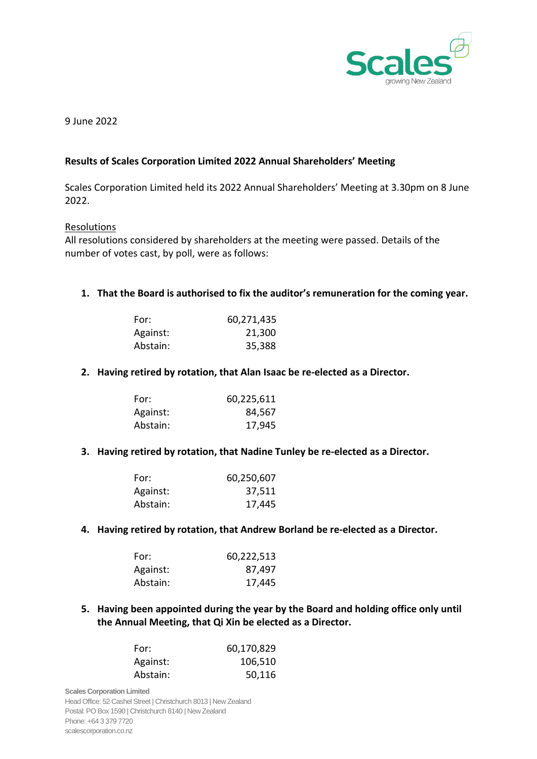9 June 2022

**Results of Scales Corporation Limited 2022 Annual Shareholders' Meeting**

Scales Corporation Limited held its 2022 Annual Shareholders' Meeting at 3.30pm on 8 June 2022.

Resolutions

All resolutions considered by shareholders at the meeting were passed. Details of the number of votes cast, by poll, were as follows:

1. **That the Board is authorised to fix the auditor's remuneration for the coming year.**

| | |
|---|---:|
| For: | 60,271,435 |
| Against: | 21,300 |
| Abstain: | 35,388 |

2. **Having retired by rotation, that Alan Isaac be re-elected as a Director.**

| | |
|---|---:|
| For: | 60,225,611 |
| Against: | 84,567 |
| Abstain: | 17,945 |

3. **Having retired by rotation, that Nadine Tunley be re-elected as a Director.**

| | |
|---|---:|
| For: | 60,250,607 |
| Against: | 37,511 |
| Abstain: | 17,445 |

4. **Having retired by rotation, that Andrew Borland be re-elected as a Director.**

| | |
|---|---:|
| For: | 60,222,513 |
| Against: | 87,497 |
| Abstain: | 17,445 |

5. **Having been appointed during the year by the Board and holding office only until the Annual Meeting, that Qi Xin be elected as a Director.**

| | |
|---|---:|
| For: | 60,170,829 |
| Against: | 106,510 |
| Abstain: | 50,116 |

Scales Corporation Limited
Head Office: 52 Cashel Street | Christchurch 8013 | New Zealand
Postal: PO Box 1590 | Christchurch 8140 | New Zealand
Phone: +64 3 379 7720
scalescorporation.co.nz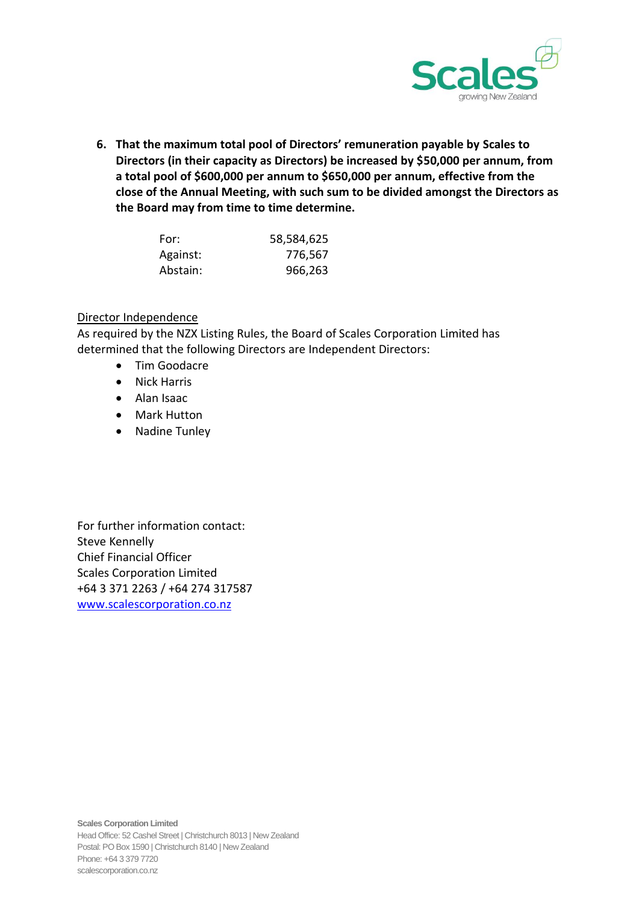6. **That the maximum total pool of Directors' remuneration payable by Scales to Directors (in their capacity as Directors) be increased by $50,000 per annum, from a total pool of $600,000 per annum to $650,000 per annum, effective from the close of the Annual Meeting, with such sum to be divided amongst the Directors as the Board may from time to time determine.**

| | |
|---|---|
| For: | 58,584,625 |
| Against: | 776,567 |
| Abstain: | 966,263 |

Director Independence

As required by the NZX Listing Rules, the Board of Scales Corporation Limited has determined that the following Directors are Independent Directors:

- Tim Goodacre
- Nick Harris
- Alan Isaac
- Mark Hutton
- Nadine Tunley

For further information contact:
Steve Kennelly
Chief Financial Officer
Scales Corporation Limited
+64 3 371 2263 / +64 274 317587
www.scalescorporation.co.nz

**Scales Corporation Limited**
Head Office: 52 Cashel Street | Christchurch 8013 | New Zealand
Postal: PO Box 1590 | Christchurch 8140 | New Zealand
Phone: +64 3 379 7720
scalescorporation.co.nz